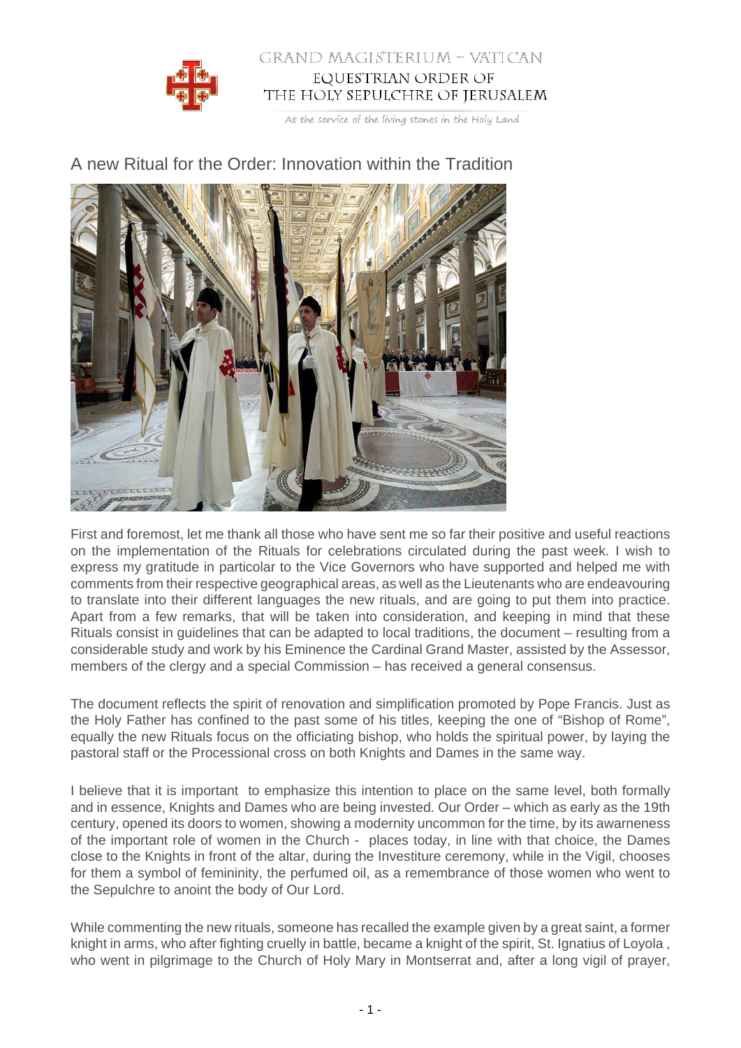# A new Ritual for the Order: Innovation within the Tradition

First and foremost, let me thank all those who have sent me so far their positive and useful reactions on the implementation of the Rituals for celebrations circulated during the past week. I wish to express my gratitude in particolar to the Vice Governors who have supported and helped me with comments from their respective geographical areas, as well as the Lieutenants who are endeavouring to translate into their different languages the new rituals, and are going to put them into practice. Apart from a few remarks, that will be taken into consideration, and keeping in mind that these Rituals consist in guidelines that can be adapted to local traditions, the document – resulting from a considerable study and work by his Eminence the Cardinal Grand Master, assisted by the Assessor, members of the clergy and a special Commission – has received a general consensus.

The document reflects the spirit of renovation and simplification promoted by Pope Francis. Just as the Holy Father has confined to the past some of his titles, keeping the one of "Bishop of Rome", equally the new Rituals focus on the officiating bishop, who holds the spiritual power, by laying the pastoral staff or the Processional cross on both Knights and Dames in the same way.

I believe that it is important to emphasize this intention to place on the same level, both formally and in essence, Knights and Dames who are being invested. Our Order – which as early as the 19th century, opened its doors to women, showing a modernity uncommon for the time, by its awarneness of the important role of women in the Church - places today, in line with that choice, the Dames close to the Knights in front of the altar, during the Investiture ceremony, while in the Vigil, chooses for them a symbol of femininity, the perfumed oil, as a remembrance of those women who went to the Sepulchre to anoint the body of Our Lord.

While commenting the new rituals, someone has recalled the example given by a great saint, a former knight in arms, who after fighting cruelly in battle, became a knight of the spirit, St. Ignatius of Loyola , who went in pilgrimage to the Church of Holy Mary in Montserrat and, after a long vigil of prayer,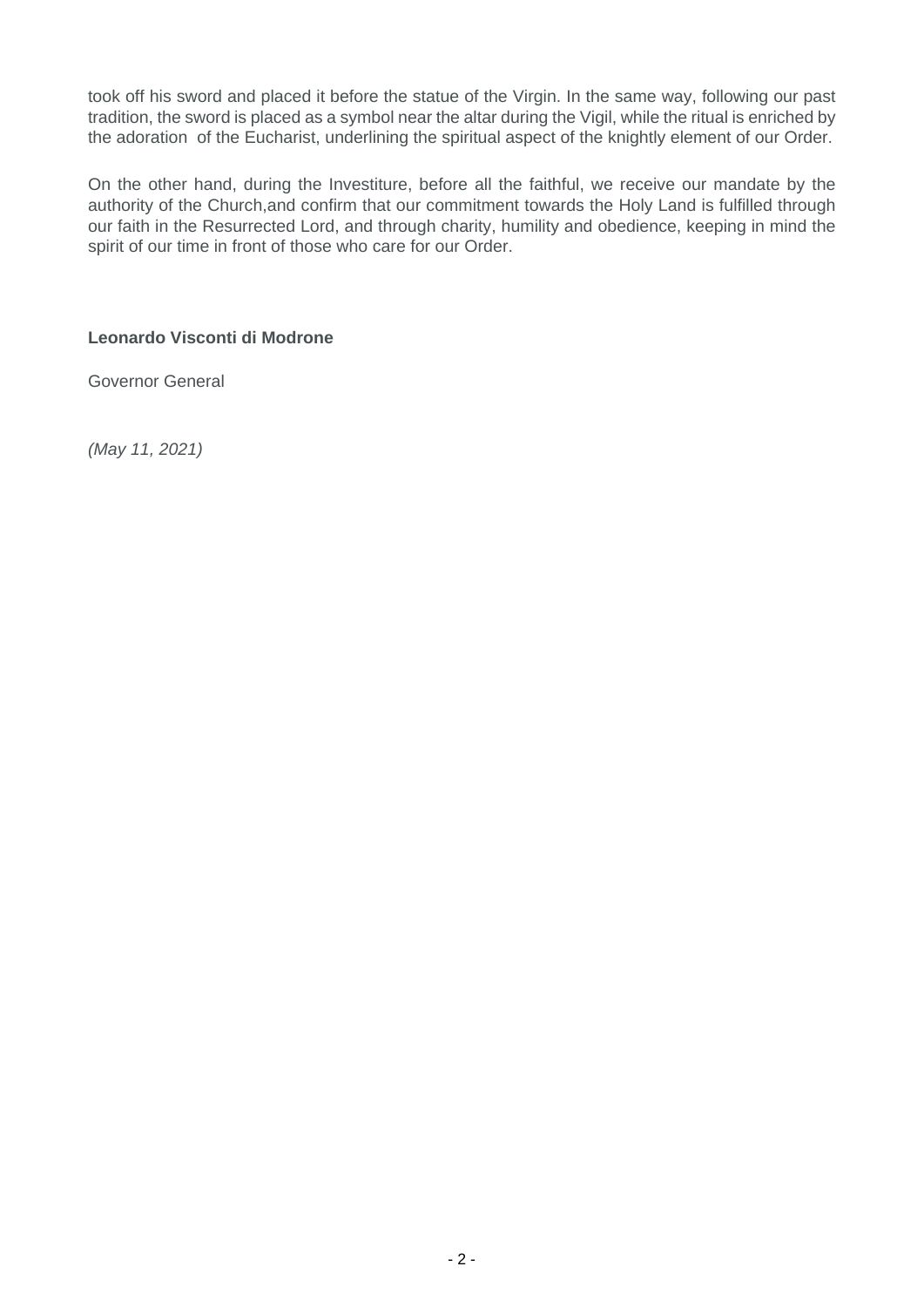took off his sword and placed it before the statue of the Virgin. In the same way, following our past tradition, the sword is placed as a symbol near the altar during the Vigil, while the ritual is enriched by the adoration of the Eucharist, underlining the spiritual aspect of the knightly element of our Order.

On the other hand, during the Investiture, before all the faithful, we receive our mandate by the authority of the Church,and confirm that our commitment towards the Holy Land is fulfilled through our faith in the Resurrected Lord, and through charity, humility and obedience, keeping in mind the spirit of our time in front of those who care for our Order.

**Leonardo Visconti di Modrone**

Governor General

*(May 11, 2021)*